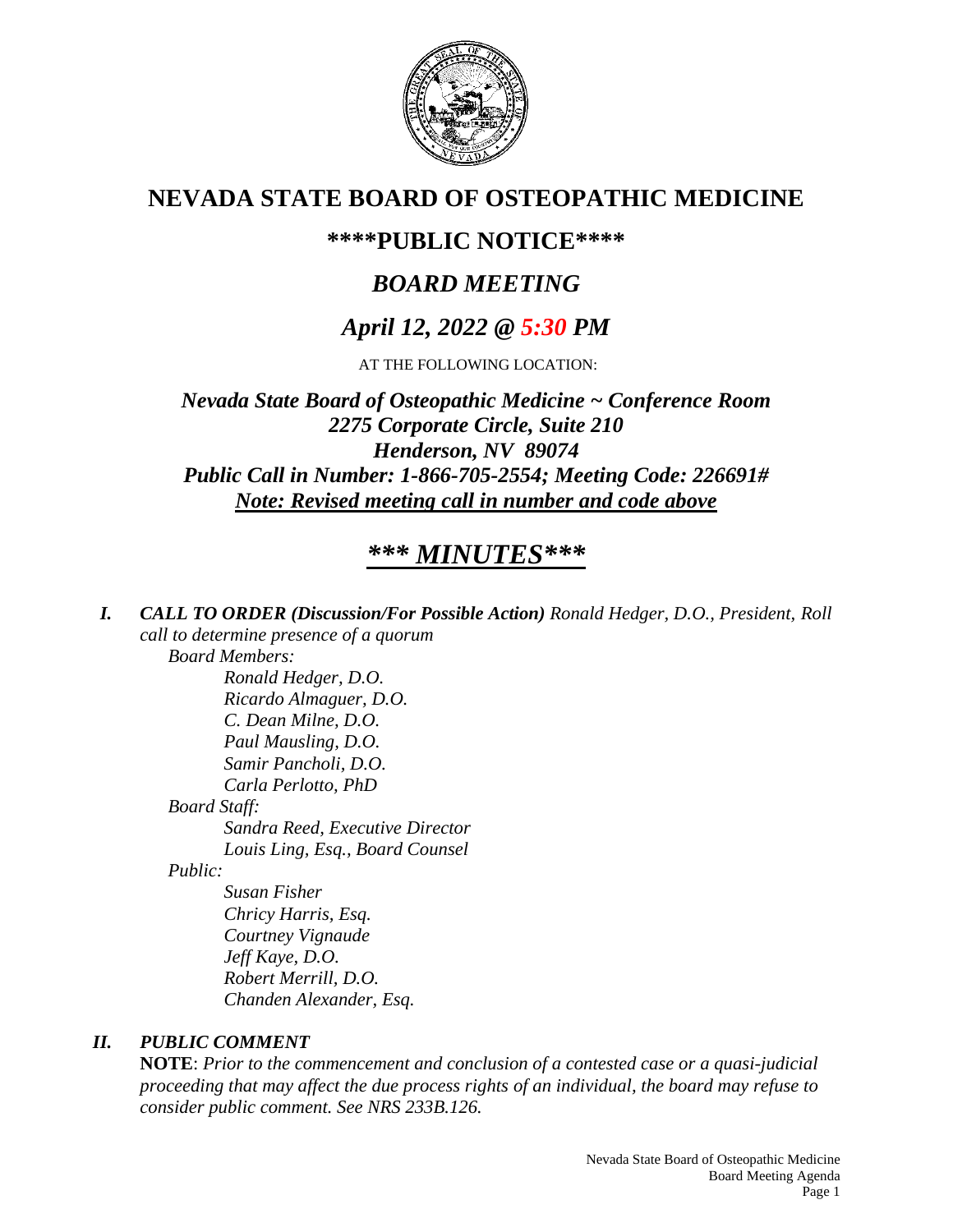# NEVADA STATE BOARD OF OSTEOPATHIC MEDICINE

## \*\*\*\*PUBLIC NOTICE\*\*\*\*

## *BOARD MEETING*

## *April 12, 2022 @ 5:30 PM*

AT THE FOLLOWING LOCATION:

***Nevada State Board of Osteopathic Medicine ~ Conference Room***
***2275 Corporate Circle, Suite 210***
***Henderson, NV 89074***
***Public Call in Number: 1-866-705-2554; Meeting Code: 226691#***
***<u>Note: Revised meeting call in number and code above</u>***

## ***\*\*\* <u>MINUTES</u>\*\*\****

***I. CALL TO ORDER (Discussion/For Possible Action)*** *Ronald Hedger, D.O., President, Roll call to determine presence of a quorum*

*Board Members:*

- *Ronald Hedger, D.O.*
- *Ricardo Almaguer, D.O.*
- *C. Dean Milne, D.O.*
- *Paul Mausling, D.O.*
- *Samir Pancholi, D.O.*
- *Carla Perlotto, PhD*

*Board Staff:*

- *Sandra Reed, Executive Director*
- *Louis Ling, Esq., Board Counsel*

*Public:*

- *Susan Fisher*
- *Chricy Harris, Esq.*
- *Courtney Vignaude*
- *Jeff Kaye, D.O.*
- *Robert Merrill, D.O.*
- *Chanden Alexander, Esq.*

***II. PUBLIC COMMENT***

**NOTE**: *Prior to the commencement and conclusion of a contested case or a quasi-judicial proceeding that may affect the due process rights of an individual, the board may refuse to consider public comment. See NRS 233B.126.*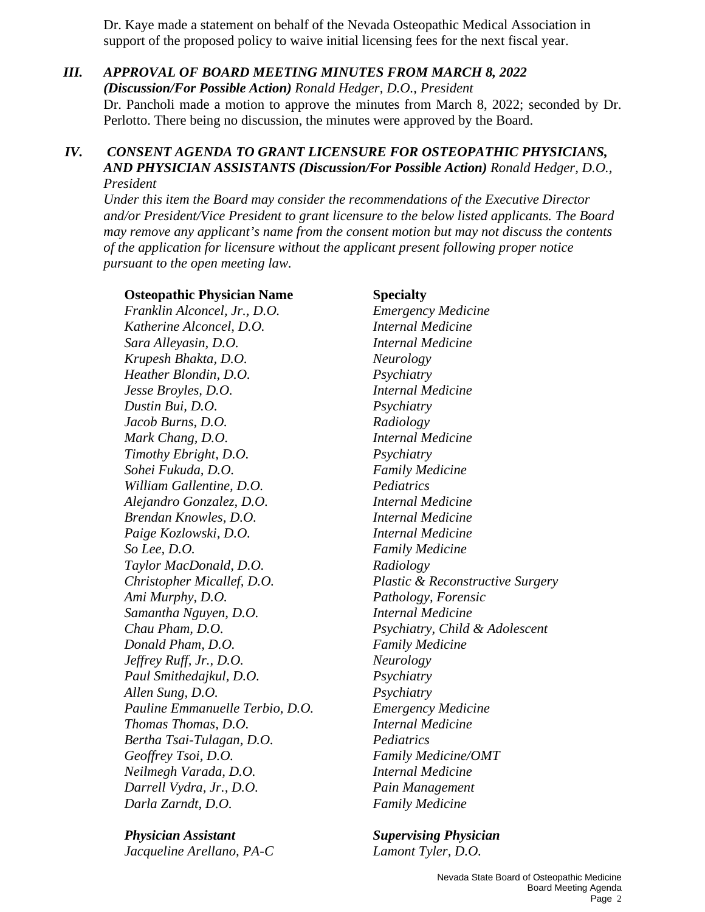Dr. Kaye made a statement on behalf of the Nevada Osteopathic Medical Association in support of the proposed policy to waive initial licensing fees for the next fiscal year.

### *III. APPROVAL OF BOARD MEETING MINUTES FROM MARCH 8, 2022*

***(Discussion/For Possible Action)*** *Ronald Hedger, D.O., President*

Dr. Pancholi made a motion to approve the minutes from March 8, 2022; seconded by Dr. Perlotto. There being no discussion, the minutes were approved by the Board.

### *IV. CONSENT AGENDA TO GRANT LICENSURE FOR OSTEOPATHIC PHYSICIANS, AND PHYSICIAN ASSISTANTS (Discussion/For Possible Action)* *Ronald Hedger, D.O., President*

*Under this item the Board may consider the recommendations of the Executive Director and/or President/Vice President to grant licensure to the below listed applicants. The Board may remove any applicant's name from the consent motion but may not discuss the contents of the application for licensure without the applicant present following proper notice pursuant to the open meeting law.*

| **Osteopathic Physician Name** | **Specialty** |
|---|---|
| *Franklin Alconcel, Jr., D.O.* | *Emergency Medicine* |
| *Katherine Alconcel, D.O.* | *Internal Medicine* |
| *Sara Alleyasin, D.O.* | *Internal Medicine* |
| *Krupesh Bhakta, D.O.* | *Neurology* |
| *Heather Blondin, D.O.* | *Psychiatry* |
| *Jesse Broyles, D.O.* | *Internal Medicine* |
| *Dustin Bui, D.O.* | *Psychiatry* |
| *Jacob Burns, D.O.* | *Radiology* |
| *Mark Chang, D.O.* | *Internal Medicine* |
| *Timothy Ebright, D.O.* | *Psychiatry* |
| *Sohei Fukuda, D.O.* | *Family Medicine* |
| *William Gallentine, D.O.* | *Pediatrics* |
| *Alejandro Gonzalez, D.O.* | *Internal Medicine* |
| *Brendan Knowles, D.O.* | *Internal Medicine* |
| *Paige Kozlowski, D.O.* | *Internal Medicine* |
| *So Lee, D.O.* | *Family Medicine* |
| *Taylor MacDonald, D.O.* | *Radiology* |
| *Christopher Micallef, D.O.* | *Plastic & Reconstructive Surgery* |
| *Ami Murphy, D.O.* | *Pathology, Forensic* |
| *Samantha Nguyen, D.O.* | *Internal Medicine* |
| *Chau Pham, D.O.* | *Psychiatry, Child & Adolescent* |
| *Donald Pham, D.O.* | *Family Medicine* |
| *Jeffrey Ruff, Jr., D.O.* | *Neurology* |
| *Paul Smithedajkul, D.O.* | *Psychiatry* |
| *Allen Sung, D.O.* | *Psychiatry* |
| *Pauline Emmanuelle Terbio, D.O.* | *Emergency Medicine* |
| *Thomas Thomas, D.O.* | *Internal Medicine* |
| *Bertha Tsai-Tulagan, D.O.* | *Pediatrics* |
| *Geoffrey Tsoi, D.O.* | *Family Medicine/OMT* |
| *Neilmegh Varada, D.O.* | *Internal Medicine* |
| *Darrell Vydra, Jr., D.O.* | *Pain Management* |
| *Darla Zarndt, D.O.* | *Family Medicine* |

| ***Physician Assistant*** | ***Supervising Physician*** |
|---|---|
| *Jacqueline Arellano, PA-C* | *Lamont Tyler, D.O.* |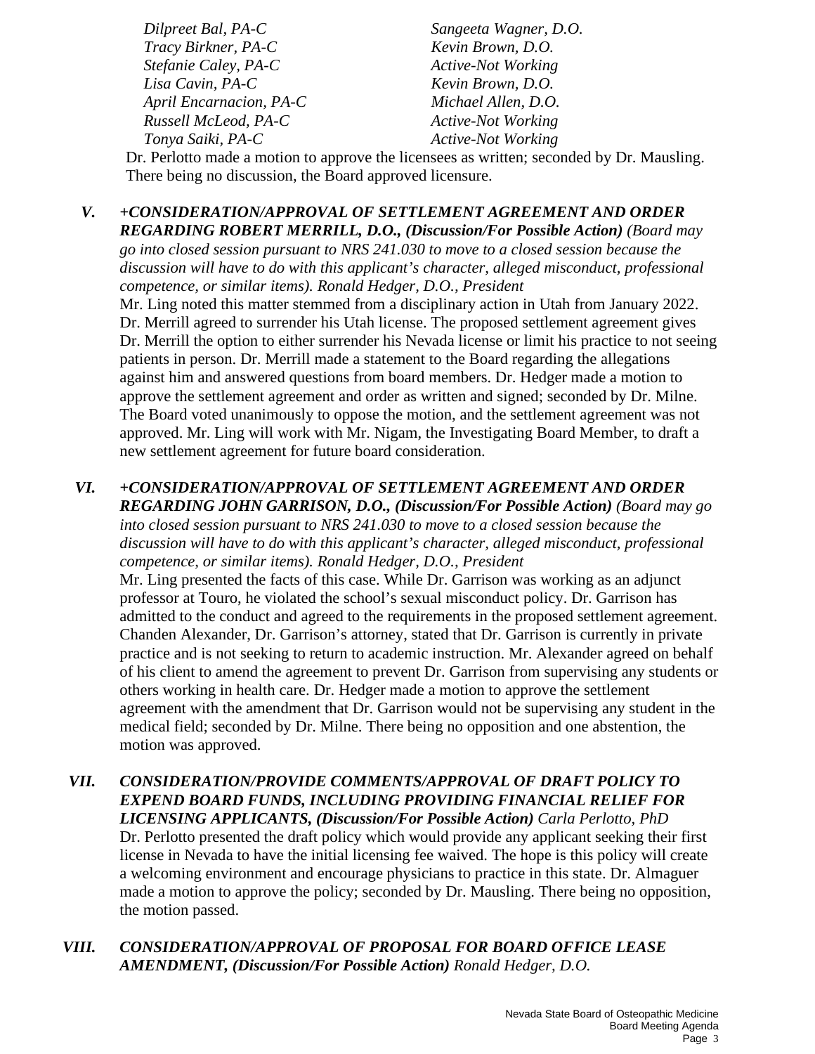| | |
|---|---|
| *Dilpreet Bal, PA-C* | *Sangeeta Wagner, D.O.* |
| *Tracy Birkner, PA-C* | *Kevin Brown, D.O.* |
| *Stefanie Caley, PA-C* | *Active-Not Working* |
| *Lisa Cavin, PA-C* | *Kevin Brown, D.O.* |
| *April Encarnacion, PA-C* | *Michael Allen, D.O.* |
| *Russell McLeod, PA-C* | *Active-Not Working* |
| *Tonya Saiki, PA-C* | *Active-Not Working* |

Dr. Perlotto made a motion to approve the licensees as written; seconded by Dr. Mausling. There being no discussion, the Board approved licensure.

**V. *+CONSIDERATION/APPROVAL OF SETTLEMENT AGREEMENT AND ORDER REGARDING ROBERT MERRILL, D.O., (Discussion/For Possible Action)*** *(Board may go into closed session pursuant to NRS 241.030 to move to a closed session because the discussion will have to do with this applicant's character, alleged misconduct, professional competence, or similar items). Ronald Hedger, D.O., President*

Mr. Ling noted this matter stemmed from a disciplinary action in Utah from January 2022. Dr. Merrill agreed to surrender his Utah license. The proposed settlement agreement gives Dr. Merrill the option to either surrender his Nevada license or limit his practice to not seeing patients in person. Dr. Merrill made a statement to the Board regarding the allegations against him and answered questions from board members. Dr. Hedger made a motion to approve the settlement agreement and order as written and signed; seconded by Dr. Milne. The Board voted unanimously to oppose the motion, and the settlement agreement was not approved. Mr. Ling will work with Mr. Nigam, the Investigating Board Member, to draft a new settlement agreement for future board consideration.

**VI. *+CONSIDERATION/APPROVAL OF SETTLEMENT AGREEMENT AND ORDER REGARDING JOHN GARRISON, D.O., (Discussion/For Possible Action)*** *(Board may go into closed session pursuant to NRS 241.030 to move to a closed session because the discussion will have to do with this applicant's character, alleged misconduct, professional competence, or similar items). Ronald Hedger, D.O., President*

Mr. Ling presented the facts of this case. While Dr. Garrison was working as an adjunct professor at Touro, he violated the school's sexual misconduct policy. Dr. Garrison has admitted to the conduct and agreed to the requirements in the proposed settlement agreement. Chanden Alexander, Dr. Garrison's attorney, stated that Dr. Garrison is currently in private practice and is not seeking to return to academic instruction. Mr. Alexander agreed on behalf of his client to amend the agreement to prevent Dr. Garrison from supervising any students or others working in health care. Dr. Hedger made a motion to approve the settlement agreement with the amendment that Dr. Garrison would not be supervising any student in the medical field; seconded by Dr. Milne. There being no opposition and one abstention, the motion was approved.

**VII. *CONSIDERATION/PROVIDE COMMENTS/APPROVAL OF DRAFT POLICY TO EXPEND BOARD FUNDS, INCLUDING PROVIDING FINANCIAL RELIEF FOR LICENSING APPLICANTS, (Discussion/For Possible Action)*** *Carla Perlotto, PhD*

Dr. Perlotto presented the draft policy which would provide any applicant seeking their first license in Nevada to have the initial licensing fee waived. The hope is this policy will create a welcoming environment and encourage physicians to practice in this state. Dr. Almaguer made a motion to approve the policy; seconded by Dr. Mausling. There being no opposition, the motion passed.

**VIII. *CONSIDERATION/APPROVAL OF PROPOSAL FOR BOARD OFFICE LEASE AMENDMENT, (Discussion/For Possible Action)*** *Ronald Hedger, D.O.*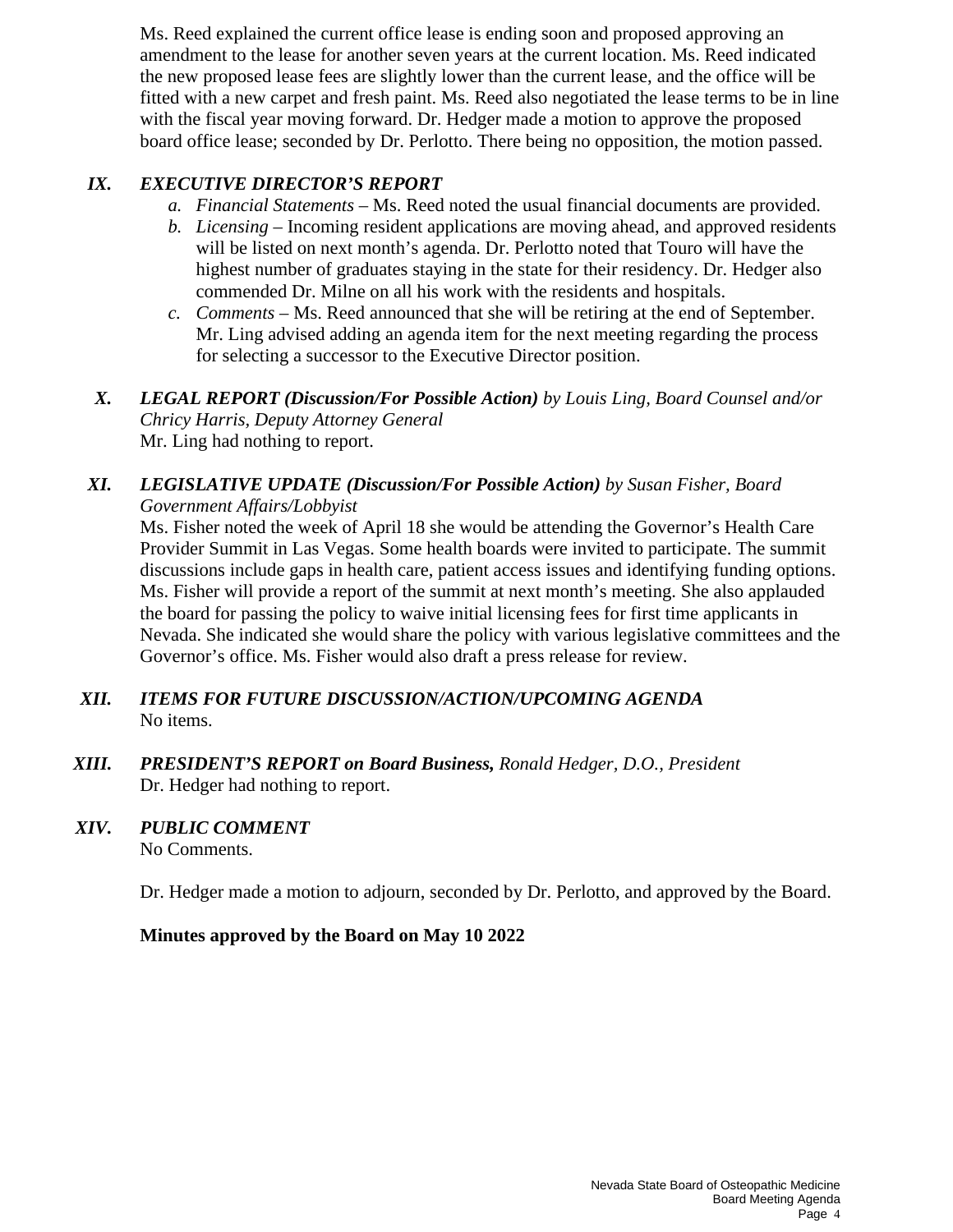Ms. Reed explained the current office lease is ending soon and proposed approving an amendment to the lease for another seven years at the current location. Ms. Reed indicated the new proposed lease fees are slightly lower than the current lease, and the office will be fitted with a new carpet and fresh paint. Ms. Reed also negotiated the lease terms to be in line with the fiscal year moving forward. Dr. Hedger made a motion to approve the proposed board office lease; seconded by Dr. Perlotto. There being no opposition, the motion passed.

## *IX. EXECUTIVE DIRECTOR'S REPORT*

a. *Financial Statements* – Ms. Reed noted the usual financial documents are provided.
b. *Licensing* – Incoming resident applications are moving ahead, and approved residents will be listed on next month's agenda. Dr. Perlotto noted that Touro will have the highest number of graduates staying in the state for their residency. Dr. Hedger also commended Dr. Milne on all his work with the residents and hospitals.
c. *Comments* – Ms. Reed announced that she will be retiring at the end of September. Mr. Ling advised adding an agenda item for the next meeting regarding the process for selecting a successor to the Executive Director position.

## *X. LEGAL REPORT (Discussion/For Possible Action) by Louis Ling, Board Counsel and/or Chricy Harris, Deputy Attorney General*

Mr. Ling had nothing to report.

## *XI. LEGISLATIVE UPDATE (Discussion/For Possible Action) by Susan Fisher, Board Government Affairs/Lobbyist*

Ms. Fisher noted the week of April 18 she would be attending the Governor's Health Care Provider Summit in Las Vegas. Some health boards were invited to participate. The summit discussions include gaps in health care, patient access issues and identifying funding options. Ms. Fisher will provide a report of the summit at next month's meeting. She also applauded the board for passing the policy to waive initial licensing fees for first time applicants in Nevada. She indicated she would share the policy with various legislative committees and the Governor's office. Ms. Fisher would also draft a press release for review.

## *XII. ITEMS FOR FUTURE DISCUSSION/ACTION/UPCOMING AGENDA*

No items.

## *XIII. PRESIDENT'S REPORT on Board Business, Ronald Hedger, D.O., President*

Dr. Hedger had nothing to report.

## *XIV. PUBLIC COMMENT*

No Comments.

Dr. Hedger made a motion to adjourn, seconded by Dr. Perlotto, and approved by the Board.

**Minutes approved by the Board on May 10 2022**